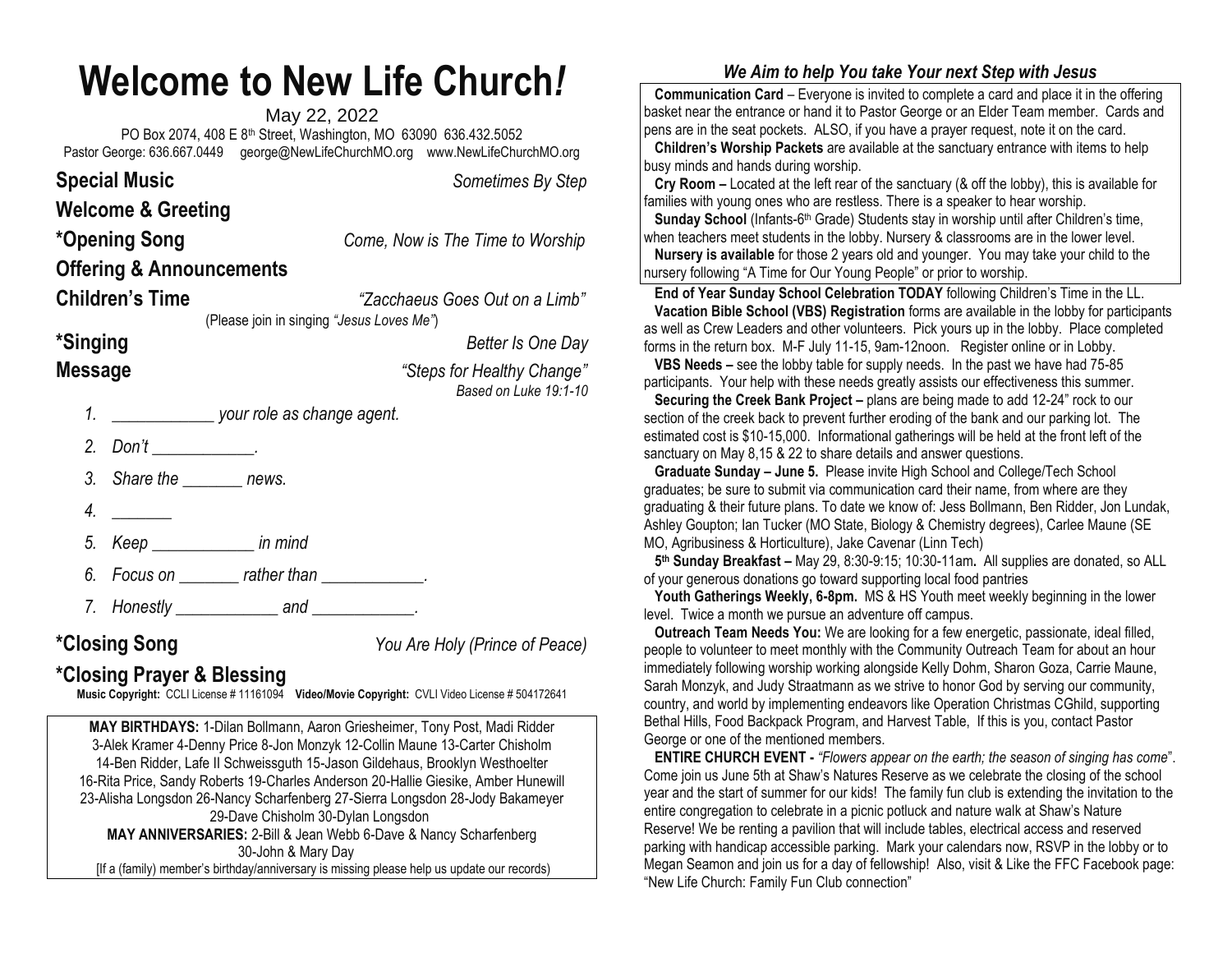# Welcome to New Life Church!

May 22, 2022

PO Box 2074, 408 E 8th Street, Washington, MO 63090 636.432.5052

Pastor George: 636.667.0449 george@NewLifeChurchMO.org www.NewLifeChurchMO.org

**Special Music** *Sometimes By Step*

**Welcome & Greeting**

***Opening Song** *Come, Now is The Time to Worship*

**Offering & Announcements**

**Children's Time** *"Zacchaeus Goes Out on a Limb"*

(Please join in singing *"Jesus Loves Me"*)

***Singing** *Better Is One Day*

**Message** *"Steps for Healthy Change"*

*Based on Luke 19:1-10*

1. *____________ your role as change agent.*
2. *Don't ____________.*
3. *Share the _______ news.*
4. *_______*
5. *Keep ____________ in mind*
6. *Focus on _______ rather than ____________.*
7. *Honestly ____________ and ____________.*

***Closing Song** *You Are Holy (Prince of Peace)*

***Closing Prayer & Blessing**

**Music Copyright:** CCLI License # 11161094 **Video/Movie Copyright:** CVLI Video License # 504172641

**MAY BIRTHDAYS:** 1-Dilan Bollmann, Aaron Griesheimer, Tony Post, Madi Ridder 3-Alek Kramer 4-Denny Price 8-Jon Monzyk 12-Collin Maune 13-Carter Chisholm 14-Ben Ridder, Lafe II Schweissguth 15-Jason Gildehaus, Brooklyn Westhoelter 16-Rita Price, Sandy Roberts 19-Charles Anderson 20-Hallie Giesike, Amber Hunewill 23-Alisha Longsdon 26-Nancy Scharfenberg 27-Sierra Longsdon 28-Jody Bakameyer 29-Dave Chisholm 30-Dylan Longsdon

**MAY ANNIVERSARIES:** 2-Bill & Jean Webb 6-Dave & Nancy Scharfenberg 30-John & Mary Day

[If a (family) member's birthday/anniversary is missing please help us update our records)

## *We Aim to help You take Your next Step with Jesus*

**Communication Card** – Everyone is invited to complete a card and place it in the offering basket near the entrance or hand it to Pastor George or an Elder Team member. Cards and pens are in the seat pockets. ALSO, if you have a prayer request, note it on the card.

**Children's Worship Packets** are available at the sanctuary entrance with items to help busy minds and hands during worship.

**Cry Room –** Located at the left rear of the sanctuary (& off the lobby), this is available for families with young ones who are restless. There is a speaker to hear worship.

**Sunday School** (Infants-6th Grade) Students stay in worship until after Children's time, when teachers meet students in the lobby. Nursery & classrooms are in the lower level.

**Nursery is available** for those 2 years old and younger. You may take your child to the nursery following "A Time for Our Young People" or prior to worship.

**End of Year Sunday School Celebration TODAY** following Children's Time in the LL.

**Vacation Bible School (VBS) Registration** forms are available in the lobby for participants as well as Crew Leaders and other volunteers. Pick yours up in the lobby. Place completed forms in the return box. M-F July 11-15, 9am-12noon. Register online or in Lobby.

**VBS Needs –** see the lobby table for supply needs. In the past we have had 75-85 participants. Your help with these needs greatly assists our effectiveness this summer.

**Securing the Creek Bank Project –** plans are being made to add 12-24" rock to our section of the creek back to prevent further eroding of the bank and our parking lot. The estimated cost is $10-15,000. Informational gatherings will be held at the front left of the sanctuary on May 8,15 & 22 to share details and answer questions.

**Graduate Sunday – June 5.** Please invite High School and College/Tech School graduates; be sure to submit via communication card their name, from where are they graduating & their future plans. To date we know of: Jess Bollmann, Ben Ridder, Jon Lundak, Ashley Goupton; Ian Tucker (MO State, Biology & Chemistry degrees), Carlee Maune (SE MO, Agribusiness & Horticulture), Jake Cavenar (Linn Tech)

**5th Sunday Breakfast –** May 29, 8:30-9:15; 10:30-11am**.** All supplies are donated, so ALL of your generous donations go toward supporting local food pantries

**Youth Gatherings Weekly, 6-8pm.** MS & HS Youth meet weekly beginning in the lower level. Twice a month we pursue an adventure off campus.

**Outreach Team Needs You:** We are looking for a few energetic, passionate, ideal filled, people to volunteer to meet monthly with the Community Outreach Team for about an hour immediately following worship working alongside Kelly Dohm, Sharon Goza, Carrie Maune, Sarah Monzyk, and Judy Straatmann as we strive to honor God by serving our community, country, and world by implementing endeavors like Operation Christmas CGhild, supporting Bethal Hills, Food Backpack Program, and Harvest Table, If this is you, contact Pastor George or one of the mentioned members.

**ENTIRE CHURCH EVENT -** *"Flowers appear on the earth; the season of singing has come*". Come join us June 5th at Shaw's Natures Reserve as we celebrate the closing of the school year and the start of summer for our kids! The family fun club is extending the invitation to the entire congregation to celebrate in a picnic potluck and nature walk at Shaw's Nature Reserve! We be renting a pavilion that will include tables, electrical access and reserved parking with handicap accessible parking. Mark your calendars now, RSVP in the lobby or to Megan Seamon and join us for a day of fellowship! Also, visit & Like the FFC Facebook page: "New Life Church: Family Fun Club connection"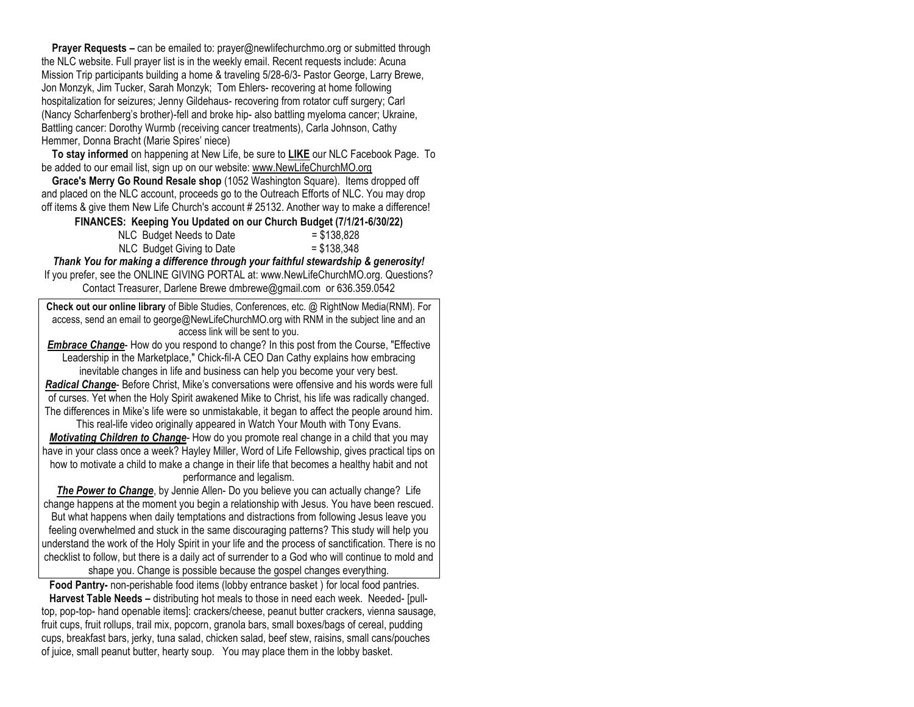**Prayer Requests –** can be emailed to: prayer@newlifechurchmo.org or submitted through the NLC website. Full prayer list is in the weekly email. Recent requests include: Acuna Mission Trip participants building a home & traveling 5/28-6/3- Pastor George, Larry Brewe, Jon Monzyk, Jim Tucker, Sarah Monzyk; Tom Ehlers- recovering at home following hospitalization for seizures; Jenny Gildehaus- recovering from rotator cuff surgery; Carl (Nancy Scharfenberg's brother)-fell and broke hip- also battling myeloma cancer; Ukraine, Battling cancer: Dorothy Wurmb (receiving cancer treatments), Carla Johnson, Cathy Hemmer, Donna Bracht (Marie Spires' niece)

**To stay informed** on happening at New Life, be sure to **LIKE** our NLC Facebook Page. To be added to our email list, sign up on our website: www.NewLifeChurchMO.org

**Grace's Merry Go Round Resale shop** (1052 Washington Square). Items dropped off and placed on the NLC account, proceeds go to the Outreach Efforts of NLC. You may drop off items & give them New Life Church's account # 25132. Another way to make a difference!

**FINANCES: Keeping You Updated on our Church Budget (7/1/21-6/30/22)**

| | |
|---|---|
| NLC Budget Needs to Date | = $138,828 |
| NLC Budget Giving to Date | = $138,348 |

***Thank You for making a difference through your faithful stewardship & generosity!***

If you prefer, see the ONLINE GIVING PORTAL at: www.NewLifeChurchMO.org. Questions? Contact Treasurer, Darlene Brewe dmbrewe@gmail.com or 636.359.0542

**Check out our online library** of Bible Studies, Conferences, etc. @ RightNow Media(RNM). For access, send an email to george@NewLifeChurchMO.org with RNM in the subject line and an access link will be sent to you.

***Embrace Change***- How do you respond to change? In this post from the Course, "Effective Leadership in the Marketplace," Chick-fil-A CEO Dan Cathy explains how embracing inevitable changes in life and business can help you become your very best.

***Radical Change***- Before Christ, Mike's conversations were offensive and his words were full of curses. Yet when the Holy Spirit awakened Mike to Christ, his life was radically changed. The differences in Mike's life were so unmistakable, it began to affect the people around him. This real-life video originally appeared in Watch Your Mouth with Tony Evans.

***Motivating Children to Change***- How do you promote real change in a child that you may have in your class once a week? Hayley Miller, Word of Life Fellowship, gives practical tips on how to motivate a child to make a change in their life that becomes a healthy habit and not performance and legalism.

***The Power to Change***, by Jennie Allen- Do you believe you can actually change? Life change happens at the moment you begin a relationship with Jesus. You have been rescued. But what happens when daily temptations and distractions from following Jesus leave you feeling overwhelmed and stuck in the same discouraging patterns? This study will help you understand the work of the Holy Spirit in your life and the process of sanctification. There is no checklist to follow, but there is a daily act of surrender to a God who will continue to mold and shape you. Change is possible because the gospel changes everything.

**Food Pantry-** non-perishable food items (lobby entrance basket ) for local food pantries.

**Harvest Table Needs –** distributing hot meals to those in need each week. Needed- [pull-top, pop-top- hand openable items]: crackers/cheese, peanut butter crackers, vienna sausage, fruit cups, fruit rollups, trail mix, popcorn, granola bars, small boxes/bags of cereal, pudding cups, breakfast bars, jerky, tuna salad, chicken salad, beef stew, raisins, small cans/pouches of juice, small peanut butter, hearty soup. You may place them in the lobby basket.